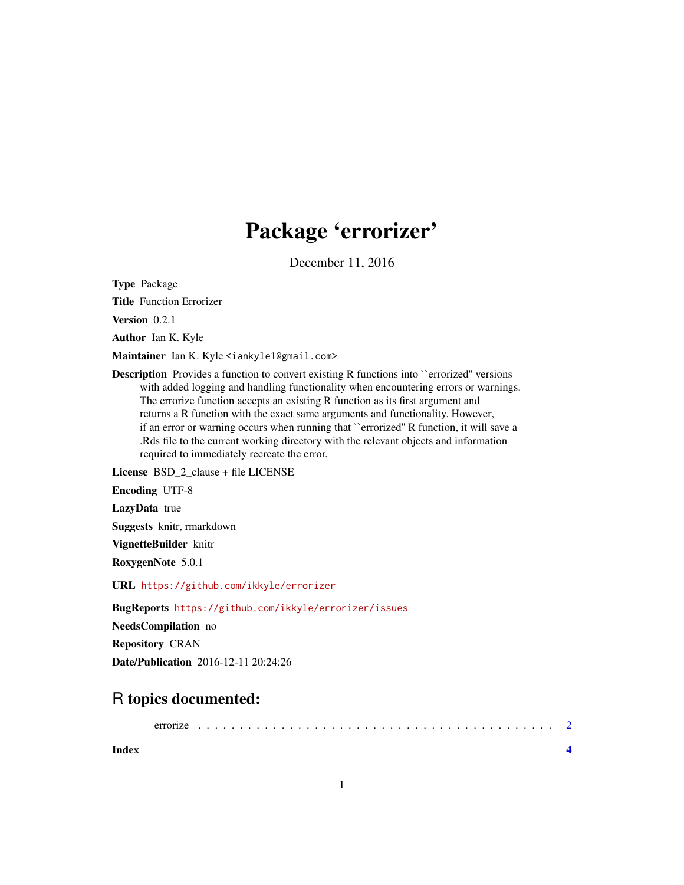# Package 'errorizer'

December 11, 2016

**Type** Package

**Title** Function Errorizer

**Version** 0.2.1

**Author** Ian K. Kyle

**Maintainer** Ian K. Kyle <iankyle1@gmail.com>

**Description** Provides a function to convert existing R functions into ``errorized'' versions with added logging and handling functionality when encountering errors or warnings. The errorize function accepts an existing R function as its first argument and returns a R function with the exact same arguments and functionality. However, if an error or warning occurs when running that ``errorized'' R function, it will save a .Rds file to the current working directory with the relevant objects and information required to immediately recreate the error.

**License** BSD_2_clause + file LICENSE

**Encoding** UTF-8

**LazyData** true

**Suggests** knitr, rmarkdown

**VignetteBuilder** knitr

**RoxygenNote** 5.0.1

**URL** https://github.com/ikkyle/errorizer

**BugReports** https://github.com/ikkyle/errorizer/issues

**NeedsCompilation** no

**Repository** CRAN

**Date/Publication** 2016-12-11 20:24:26

## R topics documented:

errorize . . . . . . . . . . . . . . . . . . . . . . . . . . . . . . . . . . . . . . . . . . . 2

**Index** **4**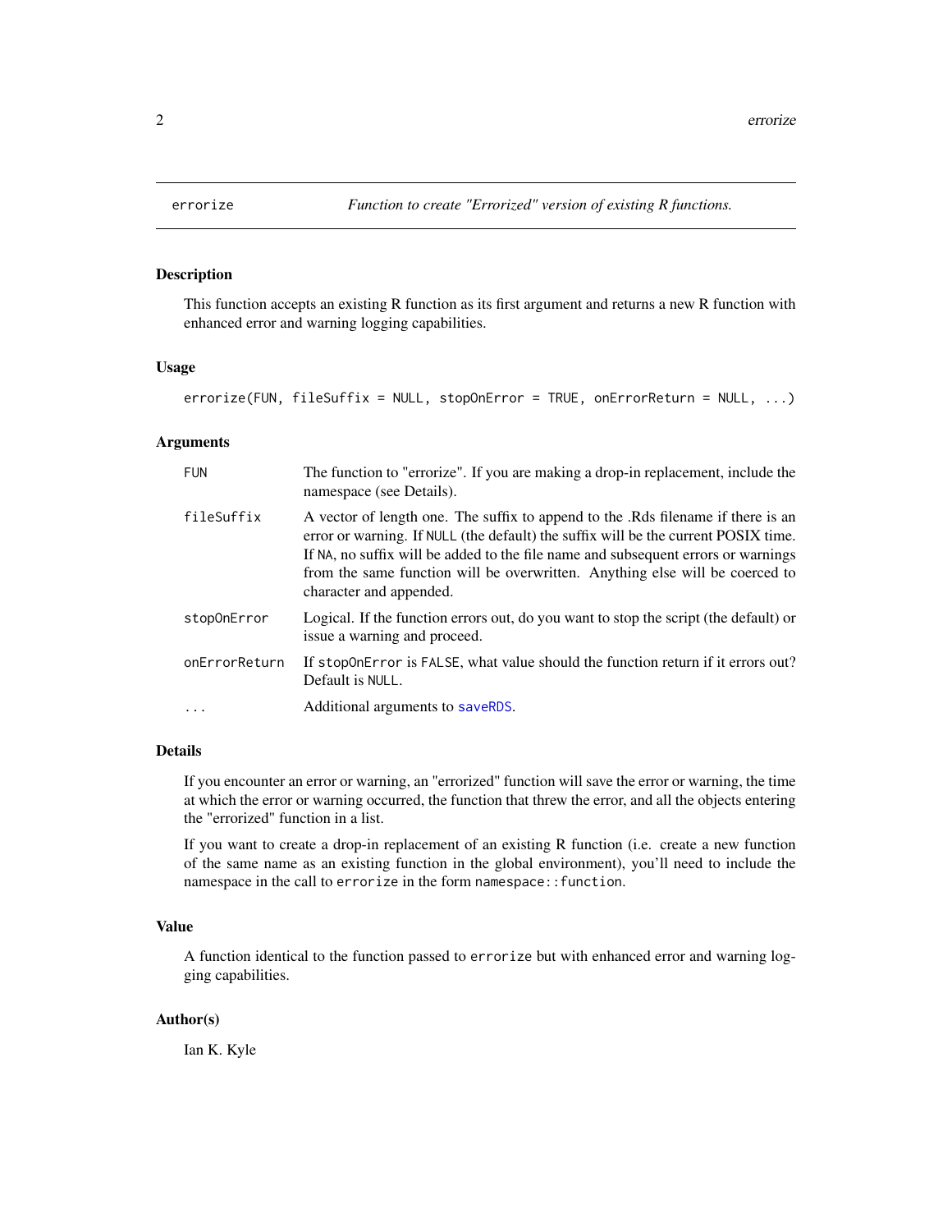## errorize — *Function to create "Errorized" version of existing R functions.*

### Description

This function accepts an existing R function as its first argument and returns a new R function with enhanced error and warning logging capabilities.

### Usage

```
errorize(FUN, fileSuffix = NULL, stopOnError = TRUE, onErrorReturn = NULL, ...)
```

### Arguments

| | |
|---|---|
| `FUN` | The function to "errorize". If you are making a drop-in replacement, include the namespace (see Details). |
| `fileSuffix` | A vector of length one. The suffix to append to the .Rds filename if there is an error or warning. If `NULL` (the default) the suffix will be the current POSIX time. If `NA`, no suffix will be added to the file name and subsequent errors or warnings from the same function will be overwritten. Anything else will be coerced to character and appended. |
| `stopOnError` | Logical. If the function errors out, do you want to stop the script (the default) or issue a warning and proceed. |
| `onErrorReturn` | If `stopOnError` is `FALSE`, what value should the function return if it errors out? Default is `NULL`. |
| `...` | Additional arguments to `saveRDS`. |

### Details

If you encounter an error or warning, an "errorized" function will save the error or warning, the time at which the error or warning occurred, the function that threw the error, and all the objects entering the "errorized" function in a list.

If you want to create a drop-in replacement of an existing R function (i.e. create a new function of the same name as an existing function in the global environment), you'll need to include the namespace in the call to `errorize` in the form `namespace::function`.

### Value

A function identical to the function passed to `errorize` but with enhanced error and warning logging capabilities.

### Author(s)

Ian K. Kyle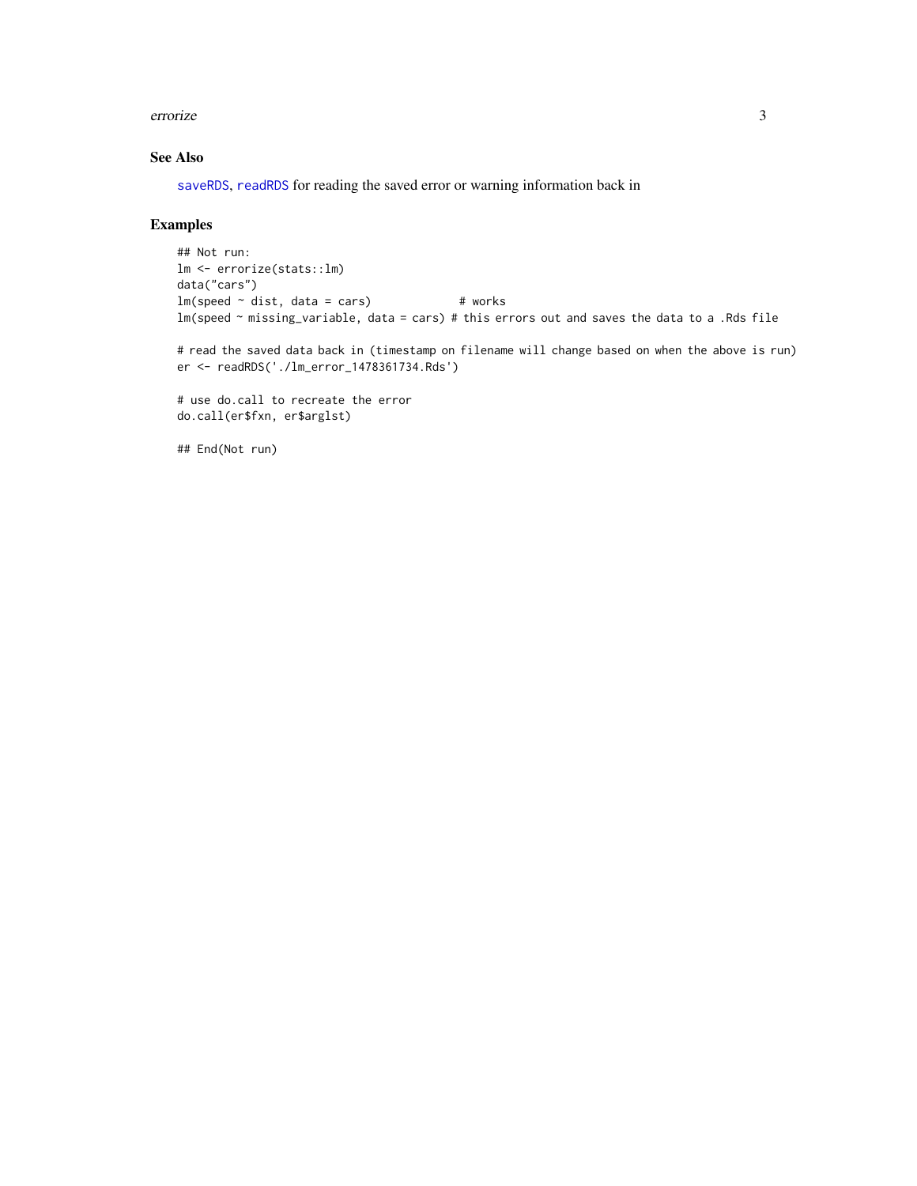### See Also

saveRDS, readRDS for reading the saved error or warning information back in

### Examples

```
## Not run:
lm <- errorize(stats::lm)
data("cars")
lm(speed ~ dist, data = cars)             # works
lm(speed ~ missing_variable, data = cars) # this errors out and saves the data to a .Rds file

# read the saved data back in (timestamp on filename will change based on when the above is run)
er <- readRDS('./lm_error_1478361734.Rds')

# use do.call to recreate the error
do.call(er$fxn, er$arglst)

## End(Not run)
```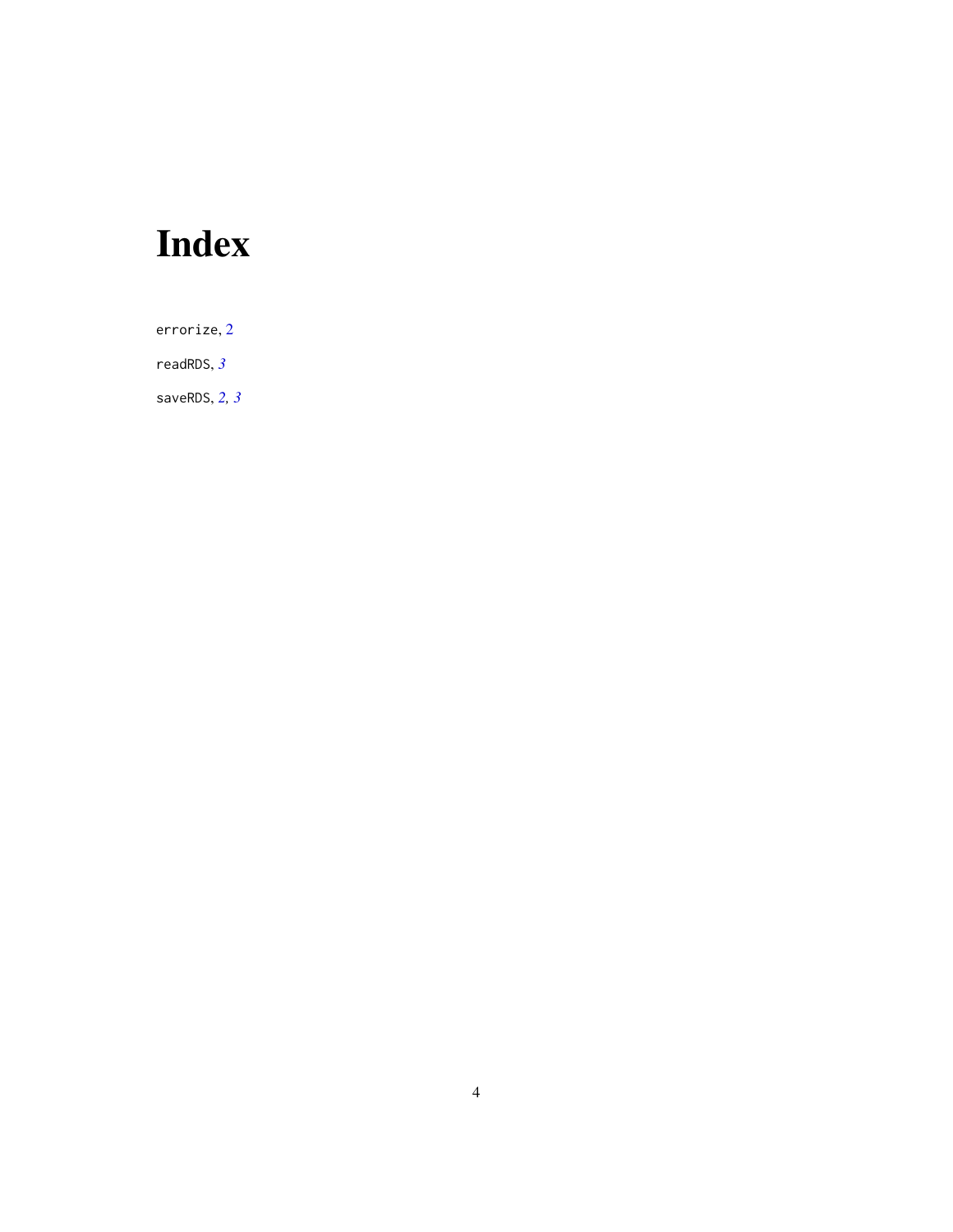# Index

errorize, 2

readRDS, *3*

saveRDS, *2*, *3*